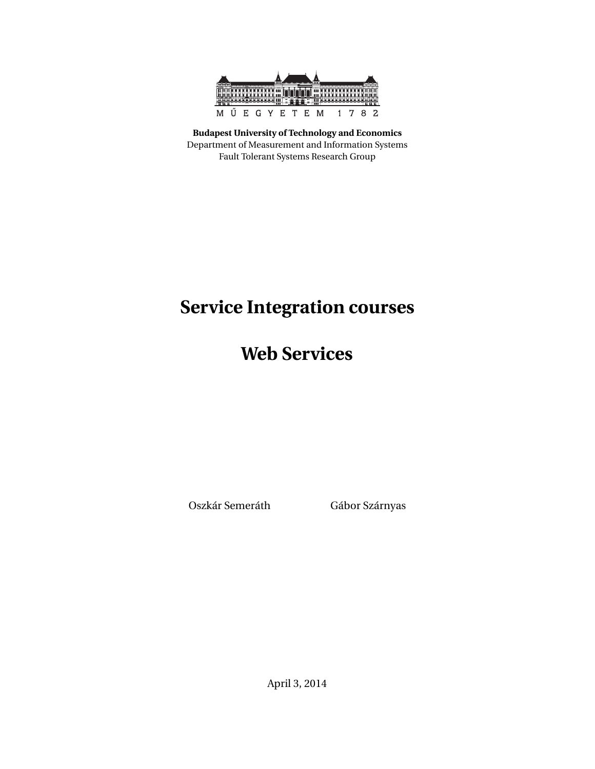MŰEGYETEM 1782

**Budapest University of Technology and Economics**
Department of Measurement and Information Systems
Fault Tolerant Systems Research Group

# Service Integration courses

# Web Services

Oszkár Semeráth    Gábor Szárnyas

April 3, 2014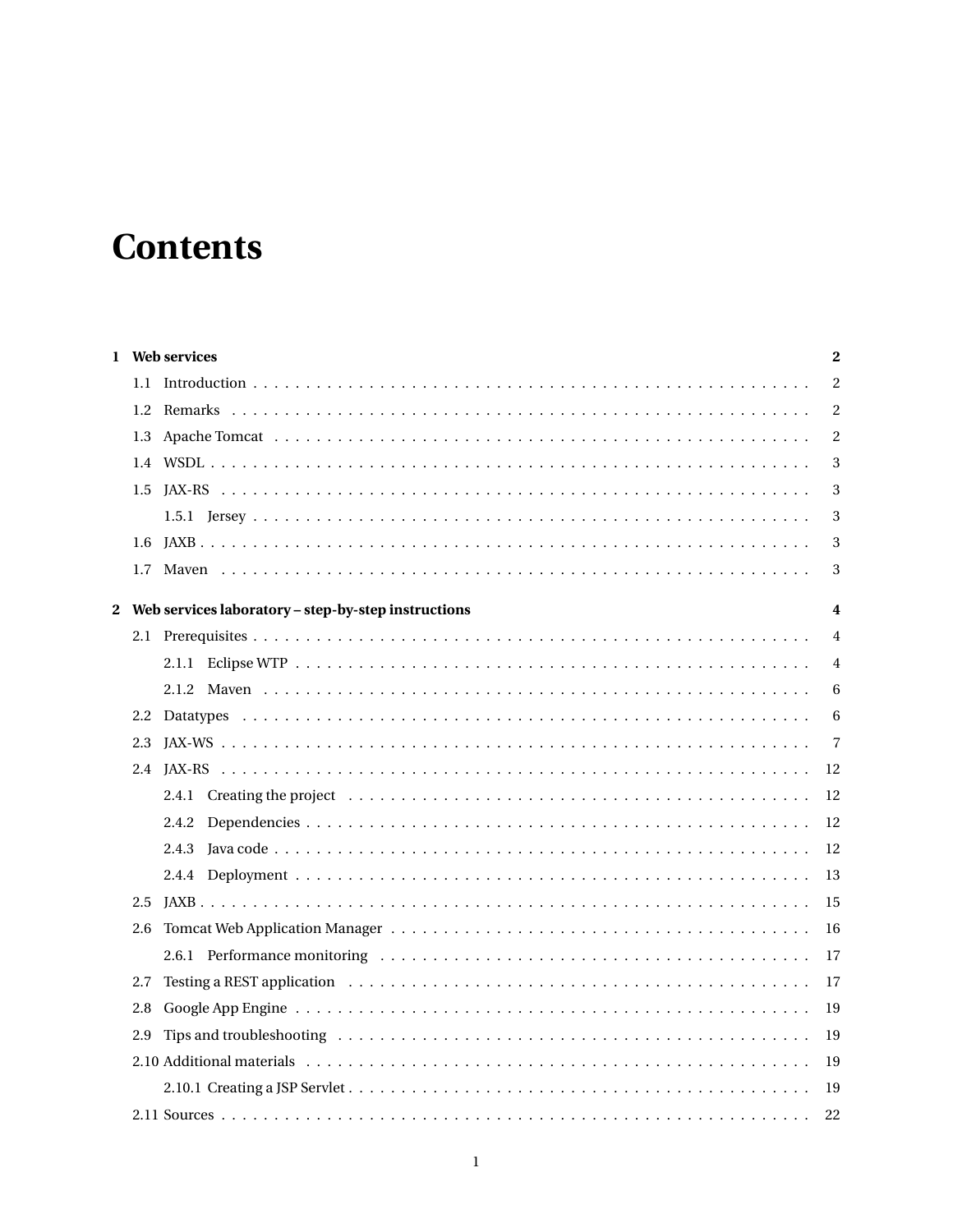# Contents

**1 Web services** **2**

- 1.1 Introduction . . . . . 2
- 1.2 Remarks . . . . . 2
- 1.3 Apache Tomcat . . . . . 2
- 1.4 WSDL . . . . . 3
- 1.5 JAX-RS . . . . . 3
  - 1.5.1 Jersey . . . . . 3
- 1.6 JAXB . . . . . 3
- 1.7 Maven . . . . . 3

**2 Web services laboratory – step-by-step instructions** **4**

- 2.1 Prerequisites . . . . . 4
  - 2.1.1 Eclipse WTP . . . . . 4
  - 2.1.2 Maven . . . . . 6
- 2.2 Datatypes . . . . . 6
- 2.3 JAX-WS . . . . . 7
- 2.4 JAX-RS . . . . . 12
  - 2.4.1 Creating the project . . . . . 12
  - 2.4.2 Dependencies . . . . . 12
  - 2.4.3 Java code . . . . . 12
  - 2.4.4 Deployment . . . . . 13
- 2.5 JAXB . . . . . 15
- 2.6 Tomcat Web Application Manager . . . . . 16
  - 2.6.1 Performance monitoring . . . . . 17
- 2.7 Testing a REST application . . . . . 17
- 2.8 Google App Engine . . . . . 19
- 2.9 Tips and troubleshooting . . . . . 19
- 2.10 Additional materials . . . . . 19
  - 2.10.1 Creating a JSP Servlet . . . . . 19
- 2.11 Sources . . . . . 22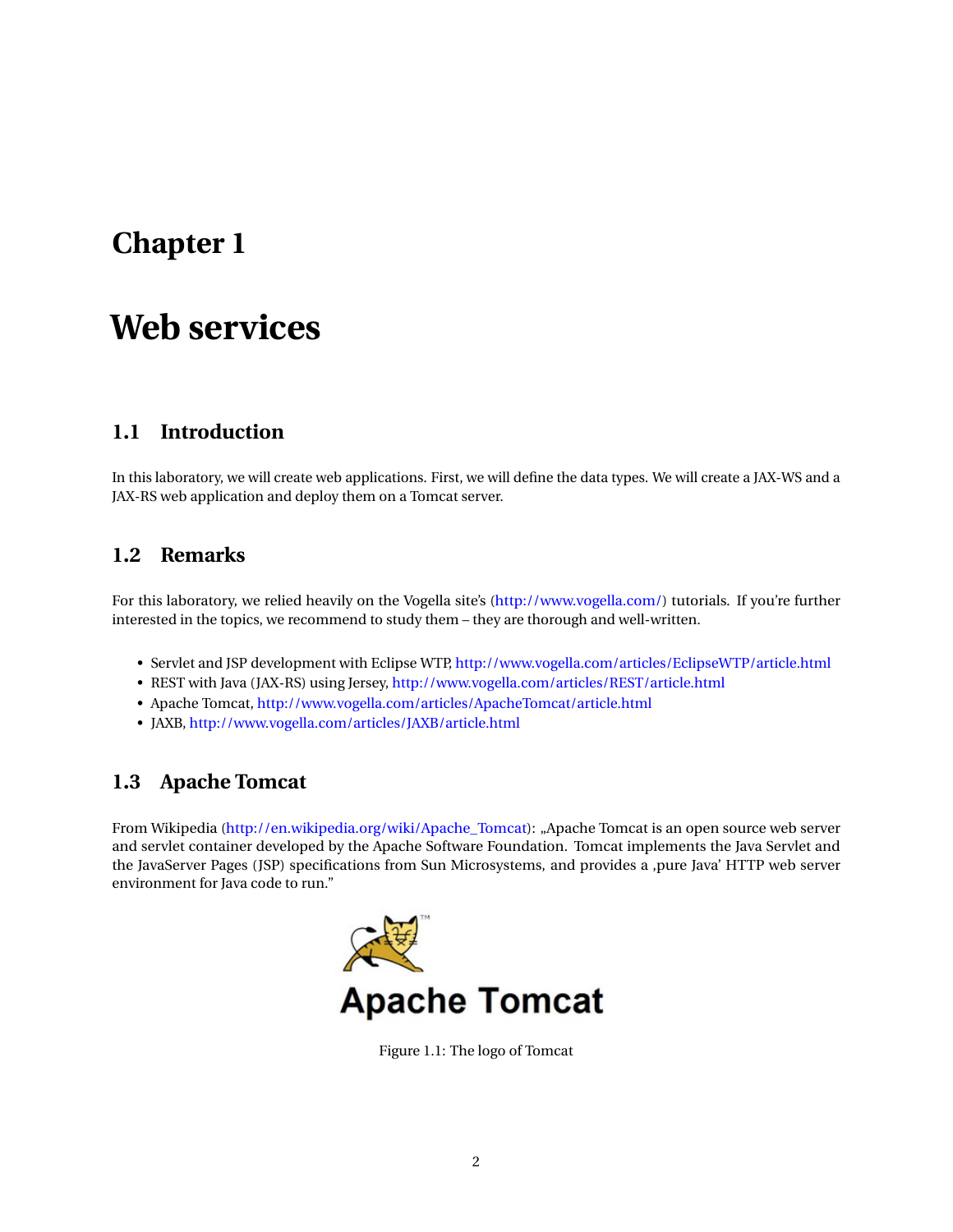# Chapter 1

# Web services

## 1.1 Introduction

In this laboratory, we will create web applications. First, we will define the data types. We will create a JAX-WS and a JAX-RS web application and deploy them on a Tomcat server.

## 1.2 Remarks

For this laboratory, we relied heavily on the Vogella site's (http://www.vogella.com/) tutorials. If you're further interested in the topics, we recommend to study them – they are thorough and well-written.

- Servlet and JSP development with Eclipse WTP, http://www.vogella.com/articles/EclipseWTP/article.html
- REST with Java (JAX-RS) using Jersey, http://www.vogella.com/articles/REST/article.html
- Apache Tomcat, http://www.vogella.com/articles/ApacheTomcat/article.html
- JAXB, http://www.vogella.com/articles/JAXB/article.html

## 1.3 Apache Tomcat

From Wikipedia (http://en.wikipedia.org/wiki/Apache_Tomcat): „Apache Tomcat is an open source web server and servlet container developed by the Apache Software Foundation. Tomcat implements the Java Servlet and the JavaServer Pages (JSP) specifications from Sun Microsystems, and provides a ‚pure Java' HTTP web server environment for Java code to run."

Figure 1.1: The logo of Tomcat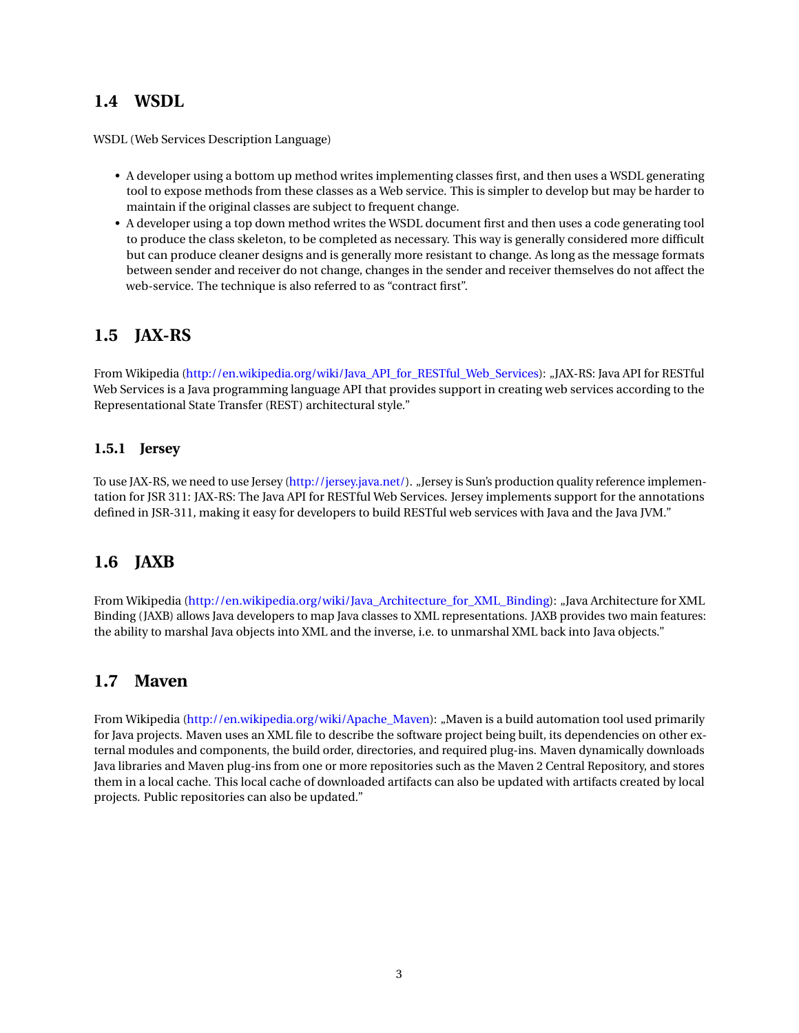## 1.4 WSDL

WSDL (Web Services Description Language)

- A developer using a bottom up method writes implementing classes first, and then uses a WSDL generating tool to expose methods from these classes as a Web service. This is simpler to develop but may be harder to maintain if the original classes are subject to frequent change.
- A developer using a top down method writes the WSDL document first and then uses a code generating tool to produce the class skeleton, to be completed as necessary. This way is generally considered more difficult but can produce cleaner designs and is generally more resistant to change. As long as the message formats between sender and receiver do not change, changes in the sender and receiver themselves do not affect the web-service. The technique is also referred to as "contract first".

## 1.5 JAX-RS

From Wikipedia (http://en.wikipedia.org/wiki/Java_API_for_RESTful_Web_Services): „JAX-RS: Java API for RESTful Web Services is a Java programming language API that provides support in creating web services according to the Representational State Transfer (REST) architectural style."

### 1.5.1 Jersey

To use JAX-RS, we need to use Jersey (http://jersey.java.net/). „Jersey is Sun's production quality reference implementation for JSR 311: JAX-RS: The Java API for RESTful Web Services. Jersey implements support for the annotations defined in JSR-311, making it easy for developers to build RESTful web services with Java and the Java JVM."

## 1.6 JAXB

From Wikipedia (http://en.wikipedia.org/wiki/Java_Architecture_for_XML_Binding): „Java Architecture for XML Binding (JAXB) allows Java developers to map Java classes to XML representations. JAXB provides two main features: the ability to marshal Java objects into XML and the inverse, i.e. to unmarshal XML back into Java objects."

## 1.7 Maven

From Wikipedia (http://en.wikipedia.org/wiki/Apache_Maven): „Maven is a build automation tool used primarily for Java projects. Maven uses an XML file to describe the software project being built, its dependencies on other external modules and components, the build order, directories, and required plug-ins. Maven dynamically downloads Java libraries and Maven plug-ins from one or more repositories such as the Maven 2 Central Repository, and stores them in a local cache. This local cache of downloaded artifacts can also be updated with artifacts created by local projects. Public repositories can also be updated."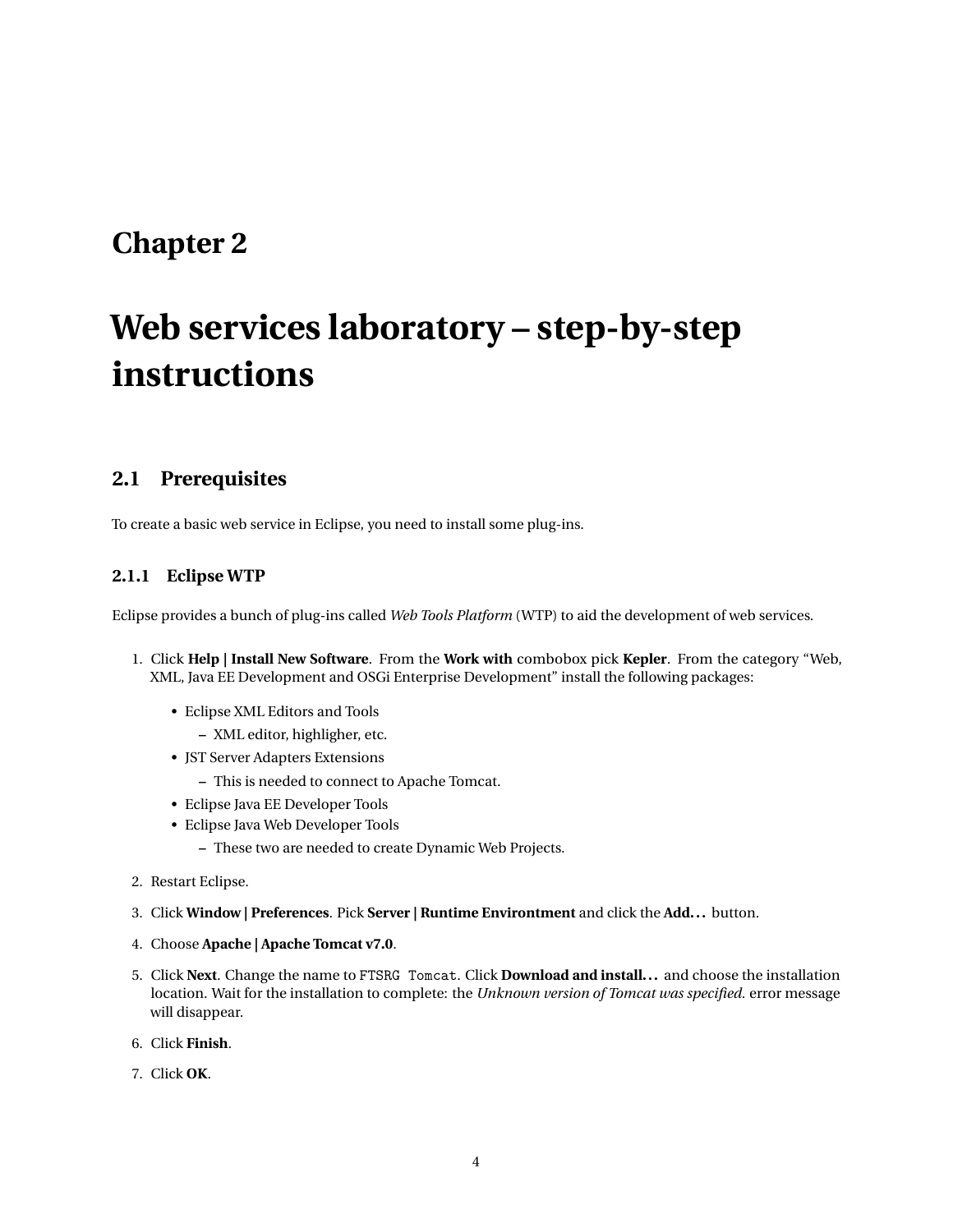# Chapter 2

# Web services laboratory – step-by-step instructions

## 2.1 Prerequisites

To create a basic web service in Eclipse, you need to install some plug-ins.

### 2.1.1 Eclipse WTP

Eclipse provides a bunch of plug-ins called *Web Tools Platform* (WTP) to aid the development of web services.

1. Click **Help | Install New Software**. From the **Work with** combobox pick **Kepler**. From the category "Web, XML, Java EE Development and OSGi Enterprise Development" install the following packages:
   - Eclipse XML Editors and Tools
     - XML editor, highligher, etc.
   - JST Server Adapters Extensions
     - This is needed to connect to Apache Tomcat.
   - Eclipse Java EE Developer Tools
   - Eclipse Java Web Developer Tools
     - These two are needed to create Dynamic Web Projects.
2. Restart Eclipse.
3. Click **Window | Preferences**. Pick **Server | Runtime Environtment** and click the **Add...** button.
4. Choose **Apache | Apache Tomcat v7.0**.
5. Click **Next**. Change the name to `FTSRG Tomcat`. Click **Download and install...** and choose the installation location. Wait for the installation to complete: the *Unknown version of Tomcat was specified.* error message will disappear.
6. Click **Finish**.
7. Click **OK**.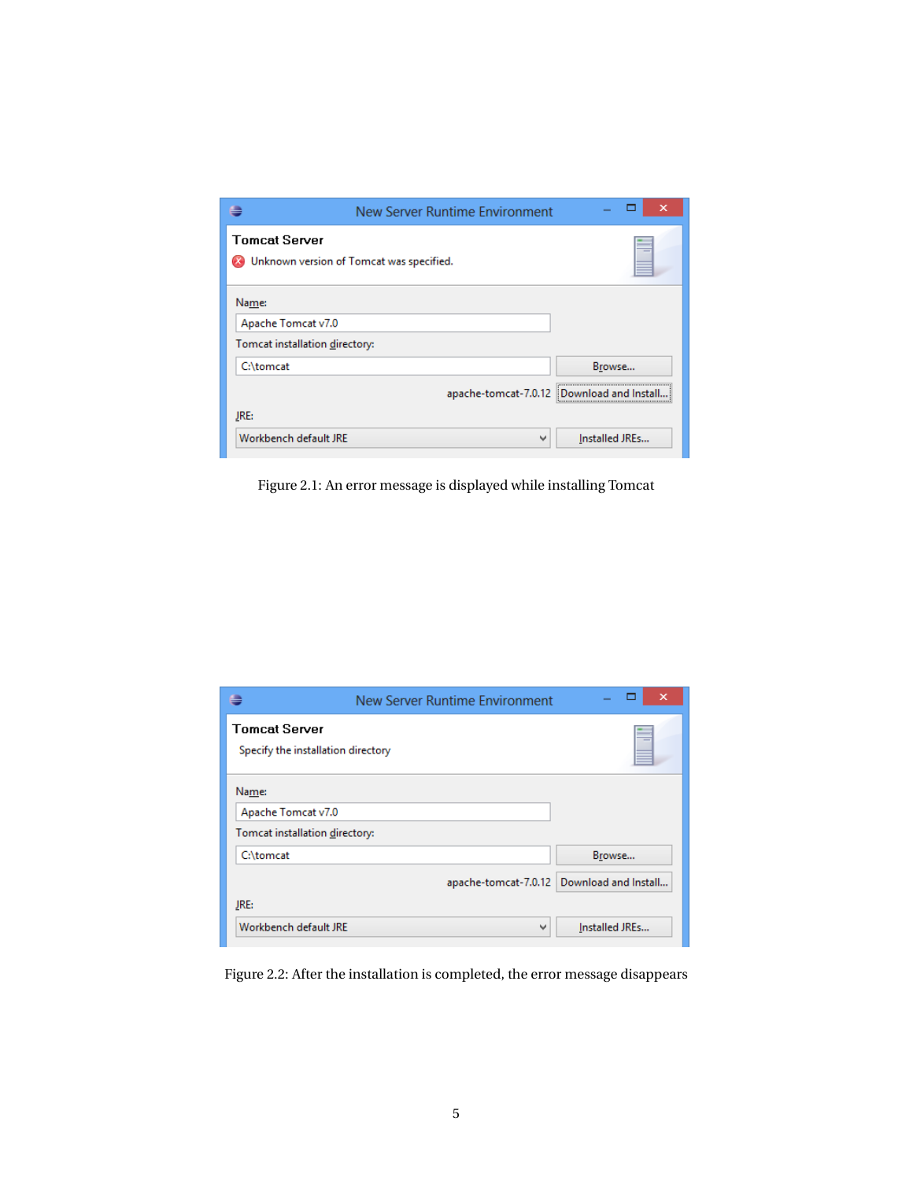Figure 2.1: An error message is displayed while installing Tomcat

Figure 2.2: After the installation is completed, the error message disappears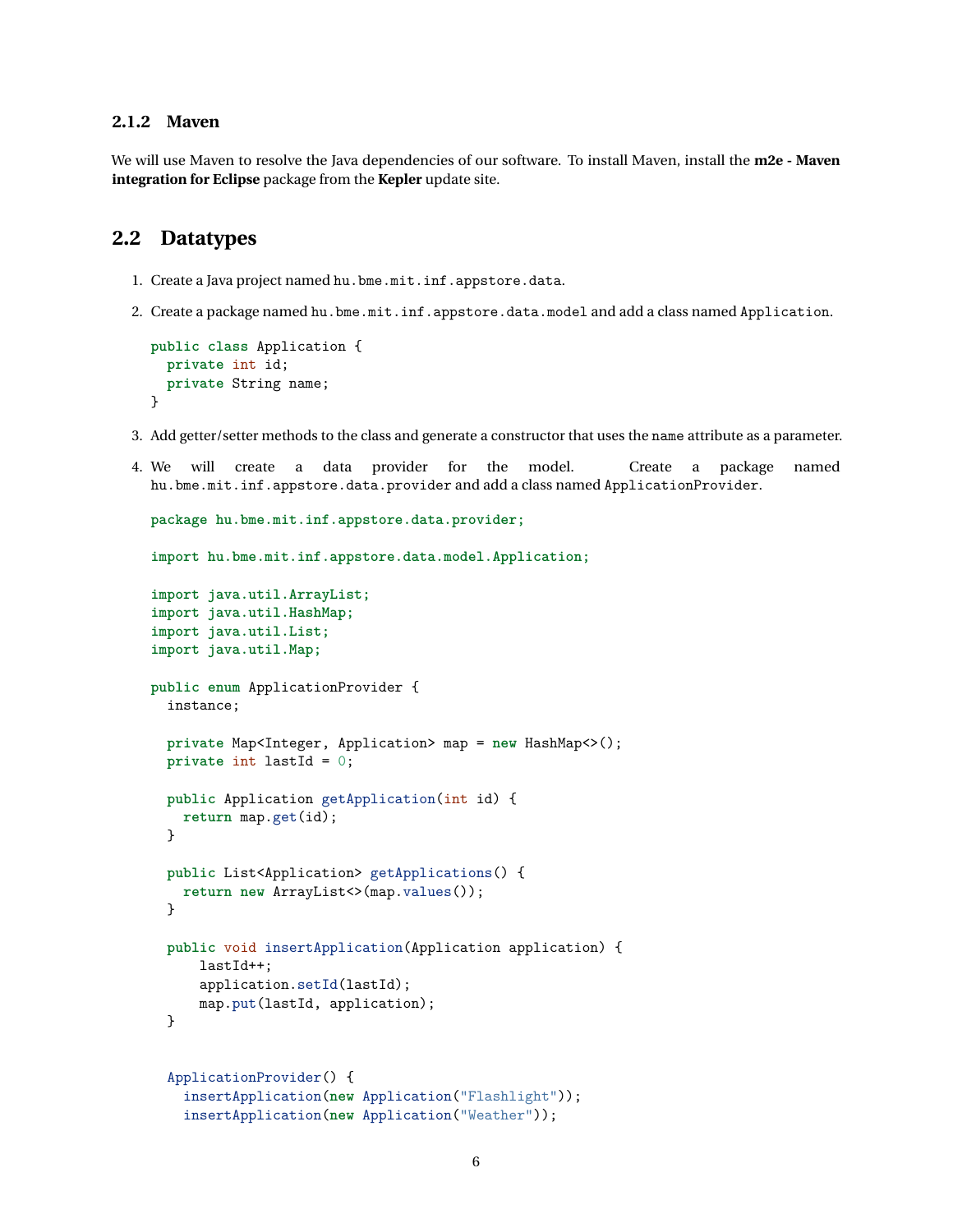### 2.1.2 Maven

We will use Maven to resolve the Java dependencies of our software. To install Maven, install the **m2e - Maven integration for Eclipse** package from the **Kepler** update site.

## 2.2 Datatypes

1. Create a Java project named `hu.bme.mit.inf.appstore.data`.

2. Create a package named `hu.bme.mit.inf.appstore.data.model` and add a class named `Application`.

```
public class Application {
  private int id;
  private String name;
}
```

3. Add getter/setter methods to the class and generate a constructor that uses the `name` attribute as a parameter.

4. We will create a data provider for the model. Create a package named `hu.bme.mit.inf.appstore.data.provider` and add a class named `ApplicationProvider`.

```
package hu.bme.mit.inf.appstore.data.provider;

import hu.bme.mit.inf.appstore.data.model.Application;

import java.util.ArrayList;
import java.util.HashMap;
import java.util.List;
import java.util.Map;

public enum ApplicationProvider {
  instance;

  private Map<Integer, Application> map = new HashMap<>();
  private int lastId = 0;

  public Application getApplication(int id) {
    return map.get(id);
  }

  public List<Application> getApplications() {
    return new ArrayList<>(map.values());
  }

  public void insertApplication(Application application) {
      lastId++;
      application.setId(lastId);
      map.put(lastId, application);
  }


  ApplicationProvider() {
    insertApplication(new Application("Flashlight"));
    insertApplication(new Application("Weather"));
```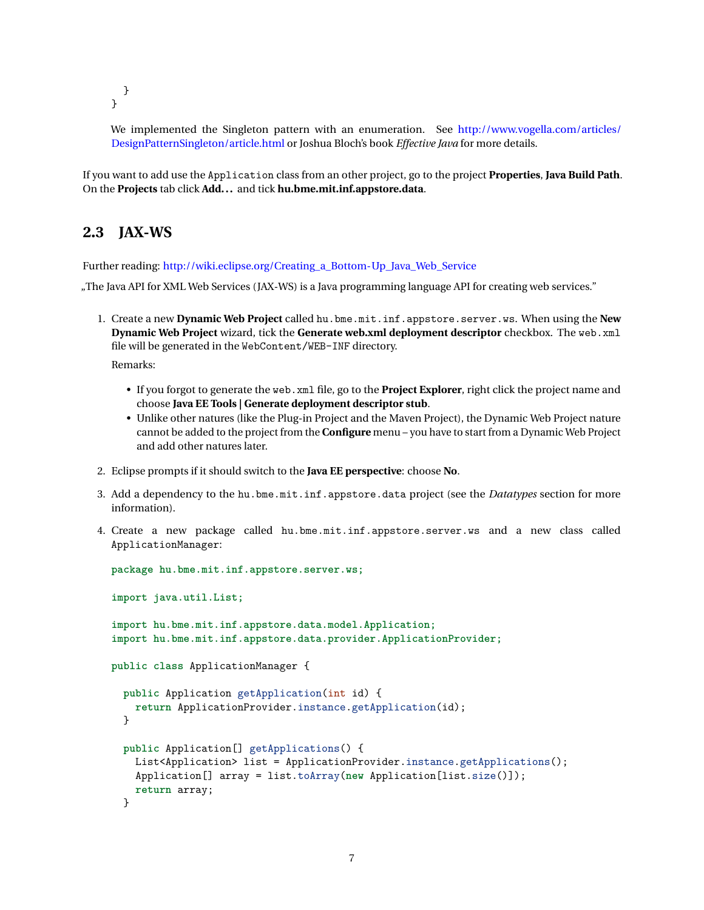```
  }
}
```

We implemented the Singleton pattern with an enumeration. See http://www.vogella.com/articles/DesignPatternSingleton/article.html or Joshua Bloch's book *Effective Java* for more details.

If you want to add use the `Application` class from an other project, go to the project **Properties**, **Java Build Path**. On the **Projects** tab click **Add. . .** and tick **hu.bme.mit.inf.appstore.data**.

## 2.3 JAX-WS

Further reading: http://wiki.eclipse.org/Creating_a_Bottom-Up_Java_Web_Service

„The Java API for XML Web Services (JAX-WS) is a Java programming language API for creating web services."

1. Create a new **Dynamic Web Project** called `hu.bme.mit.inf.appstore.server.ws`. When using the **New Dynamic Web Project** wizard, tick the **Generate web.xml deployment descriptor** checkbox. The `web.xml` file will be generated in the `WebContent/WEB-INF` directory.

   Remarks:

   - If you forgot to generate the `web.xml` file, go to the **Project Explorer**, right click the project name and choose **Java EE Tools | Generate deployment descriptor stub**.
   - Unlike other natures (like the Plug-in Project and the Maven Project), the Dynamic Web Project nature cannot be added to the project from the **Configure** menu – you have to start from a Dynamic Web Project and add other natures later.

2. Eclipse prompts if it should switch to the **Java EE perspective**: choose **No**.

3. Add a dependency to the `hu.bme.mit.inf.appstore.data` project (see the *Datatypes* section for more information).

4. Create a new package called `hu.bme.mit.inf.appstore.server.ws` and a new class called `ApplicationManager`:

```java
package hu.bme.mit.inf.appstore.server.ws;

import java.util.List;

import hu.bme.mit.inf.appstore.data.model.Application;
import hu.bme.mit.inf.appstore.data.provider.ApplicationProvider;

public class ApplicationManager {

  public Application getApplication(int id) {
    return ApplicationProvider.instance.getApplication(id);
  }

  public Application[] getApplications() {
    List<Application> list = ApplicationProvider.instance.getApplications();
    Application[] array = list.toArray(new Application[list.size()]);
    return array;
  }
```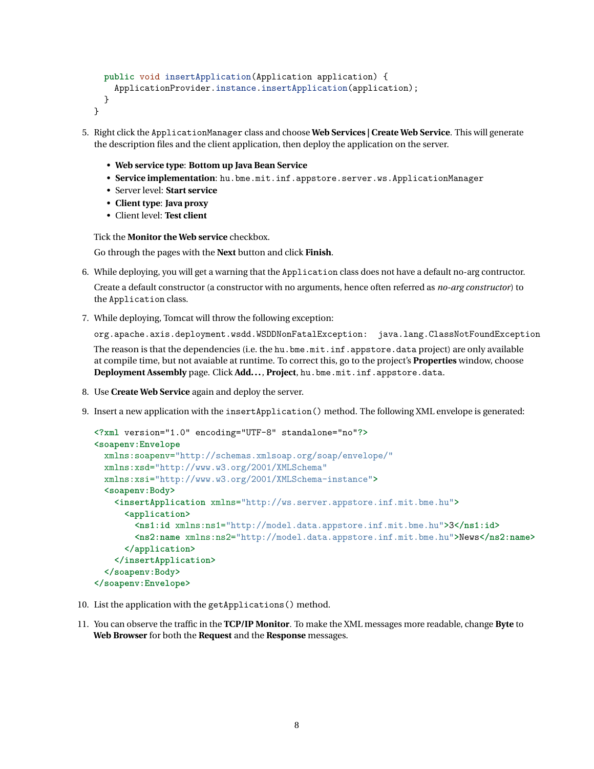```java
  public void insertApplication(Application application) {
    ApplicationProvider.instance.insertApplication(application);
  }
}
```

5. Right click the `ApplicationManager` class and choose **Web Services | Create Web Service**. This will generate the description files and the client application, then deploy the application on the server.

   - **Web service type**: **Bottom up Java Bean Service**
   - **Service implementation**: `hu.bme.mit.inf.appstore.server.ws.ApplicationManager`
   - Server level: **Start service**
   - **Client type**: **Java proxy**
   - Client level: **Test client**

   Tick the **Monitor the Web service** checkbox.

   Go through the pages with the **Next** button and click **Finish**.

6. While deploying, you will get a warning that the `Application` class does not have a default no-arg contructor.

   Create a default constructor (a constructor with no arguments, hence often referred as *no-arg constructor*) to the `Application` class.

7. While deploying, Tomcat will throw the following exception:

   `org.apache.axis.deployment.wsdd.WSDDNonFatalException:  java.lang.ClassNotFoundException`

   The reason is that the dependencies (i.e. the `hu.bme.mit.inf.appstore.data` project) are only available at compile time, but not avaiable at runtime. To correct this, go to the project's **Properties** window, choose **Deployment Assembly** page. Click **Add...**, **Project**, `hu.bme.mit.inf.appstore.data`.

8. Use **Create Web Service** again and deploy the server.

9. Insert a new application with the `insertApplication()` method. The following XML envelope is generated:

```xml
<?xml version="1.0" encoding="UTF-8" standalone="no"?>
<soapenv:Envelope
  xmlns:soapenv="http://schemas.xmlsoap.org/soap/envelope/"
  xmlns:xsd="http://www.w3.org/2001/XMLSchema"
  xmlns:xsi="http://www.w3.org/2001/XMLSchema-instance">
  <soapenv:Body>
    <insertApplication xmlns="http://ws.server.appstore.inf.mit.bme.hu">
      <application>
        <ns1:id xmlns:ns1="http://model.data.appstore.inf.mit.bme.hu">3</ns1:id>
        <ns2:name xmlns:ns2="http://model.data.appstore.inf.mit.bme.hu">News</ns2:name>
      </application>
    </insertApplication>
  </soapenv:Body>
</soapenv:Envelope>
```

10. List the application with the `getApplications()` method.

11. You can observe the traffic in the **TCP/IP Monitor**. To make the XML messages more readable, change **Byte** to **Web Browser** for both the **Request** and the **Response** messages.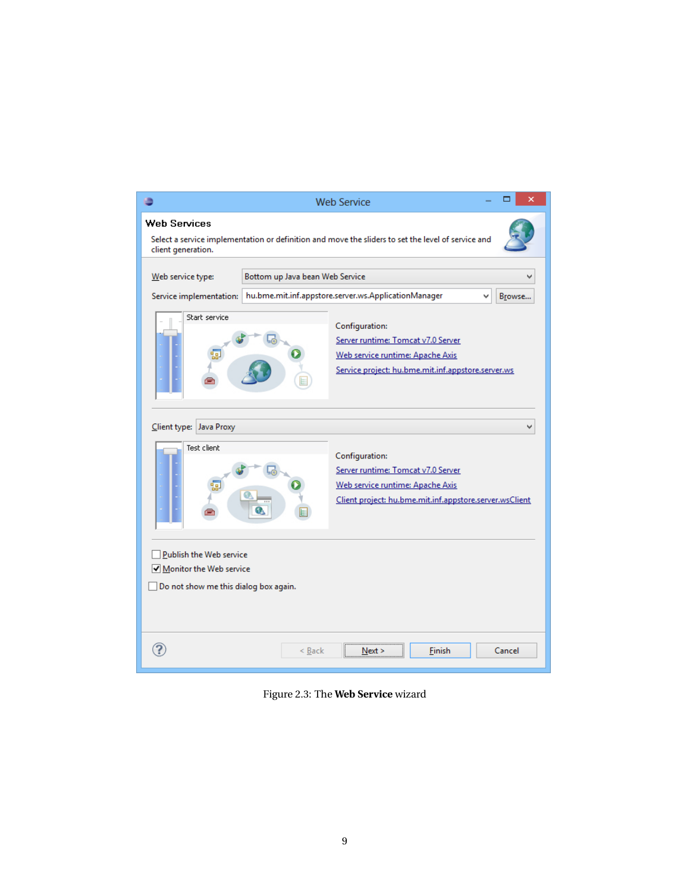Figure 2.3: The **Web Service** wizard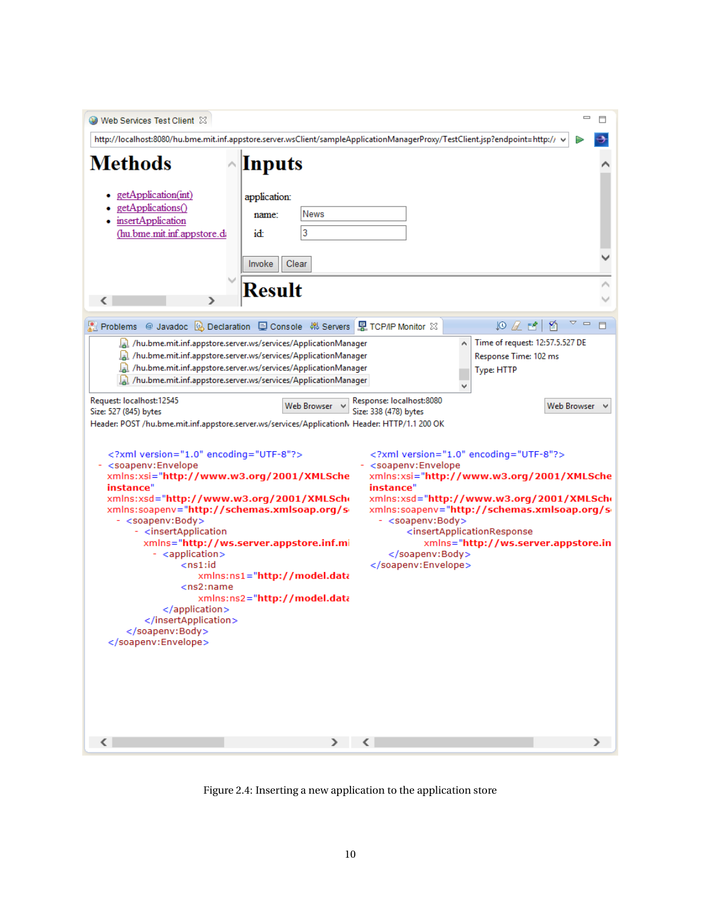Figure 2.4: Inserting a new application to the application store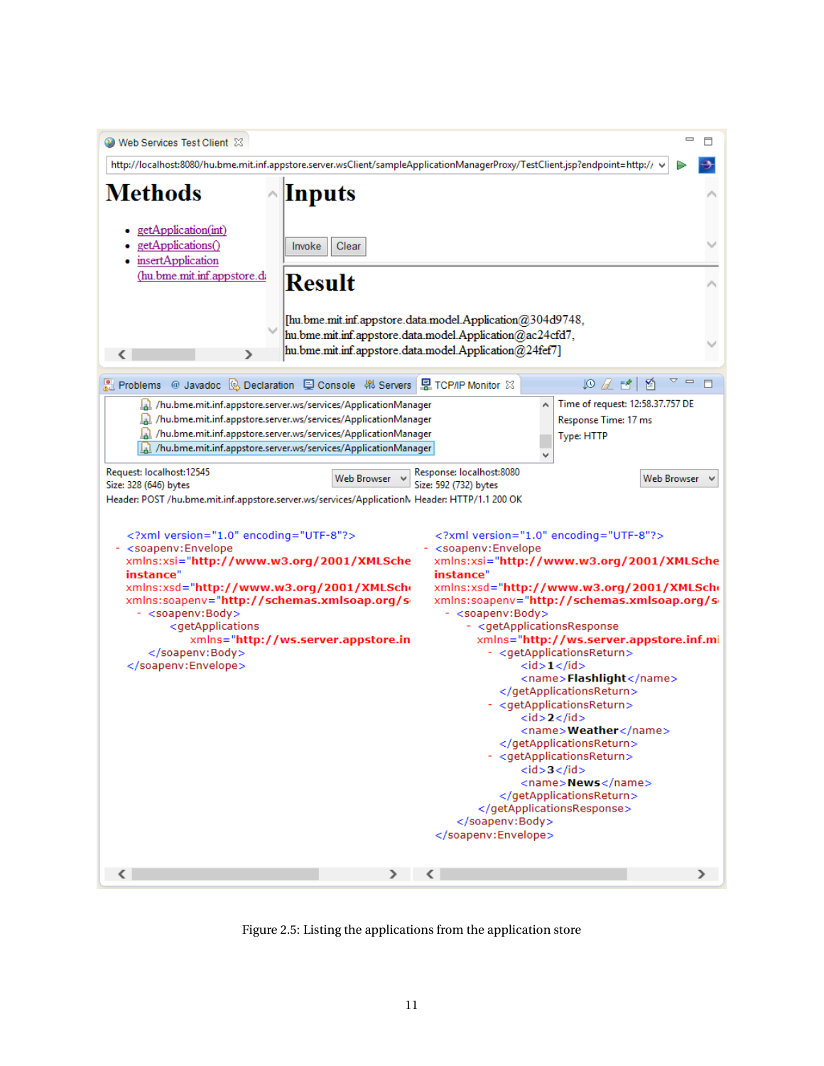Web Services Test Client

http://localhost:8080/hu.bme.mit.inf.appstore.server.wsClient/sampleApplicationManagerProxy/TestClient.jsp?endpoint=http://

# Methods

- getApplication(int)
- getApplications()
- insertApplication (hu.bme.mit.inf.appstore.d

# Inputs

Invoke Clear

# Result

[hu.bme.mit.inf.appstore.data.model.Application@304d9748,
hu.bme.mit.inf.appstore.data.model.Application@ac24cfd7,
hu.bme.mit.inf.appstore.data.model.Application@24fef7]

Problems | Javadoc | Declaration | Console | Servers | TCP/IP Monitor

/hu.bme.mit.inf.appstore.server.ws/services/ApplicationManager
/hu.bme.mit.inf.appstore.server.ws/services/ApplicationManager
/hu.bme.mit.inf.appstore.server.ws/services/ApplicationManager
/hu.bme.mit.inf.appstore.server.ws/services/ApplicationManager

Time of request: 12:58.37.757 DE
Response Time: 17 ms
Type: HTTP

Request: localhost:12545
Size: 328 (646) bytes
Header: POST /hu.bme.mit.inf.appstore.server.ws/services/ApplicationM

```xml
<?xml version="1.0" encoding="UTF-8"?>
- <soapenv:Envelope
  xmlns:xsi="http://www.w3.org/2001/XMLSche
  instance"
  xmlns:xsd="http://www.w3.org/2001/XMLSch
  xmlns:soapenv="http://schemas.xmlsoap.org/s
  - <soapenv:Body>
      <getApplications
        xmlns="http://ws.server.appstore.in
    </soapenv:Body>
  </soapenv:Envelope>
```

Response: localhost:8080
Size: 592 (732) bytes
Header: HTTP/1.1 200 OK

```xml
<?xml version="1.0" encoding="UTF-8"?>
- <soapenv:Envelope
  xmlns:xsi="http://www.w3.org/2001/XMLSche
  instance"
  xmlns:xsd="http://www.w3.org/2001/XMLSch
  xmlns:soapenv="http://schemas.xmlsoap.org/s
  - <soapenv:Body>
    - <getApplicationsResponse
        xmlns="http://ws.server.appstore.inf.mi
      - <getApplicationsReturn>
          <id>1</id>
          <name>Flashlight</name>
        </getApplicationsReturn>
      - <getApplicationsReturn>
          <id>2</id>
          <name>Weather</name>
        </getApplicationsReturn>
      - <getApplicationsReturn>
          <id>3</id>
          <name>News</name>
        </getApplicationsReturn>
      </getApplicationsResponse>
    </soapenv:Body>
  </soapenv:Envelope>
```

Figure 2.5: Listing the applications from the application store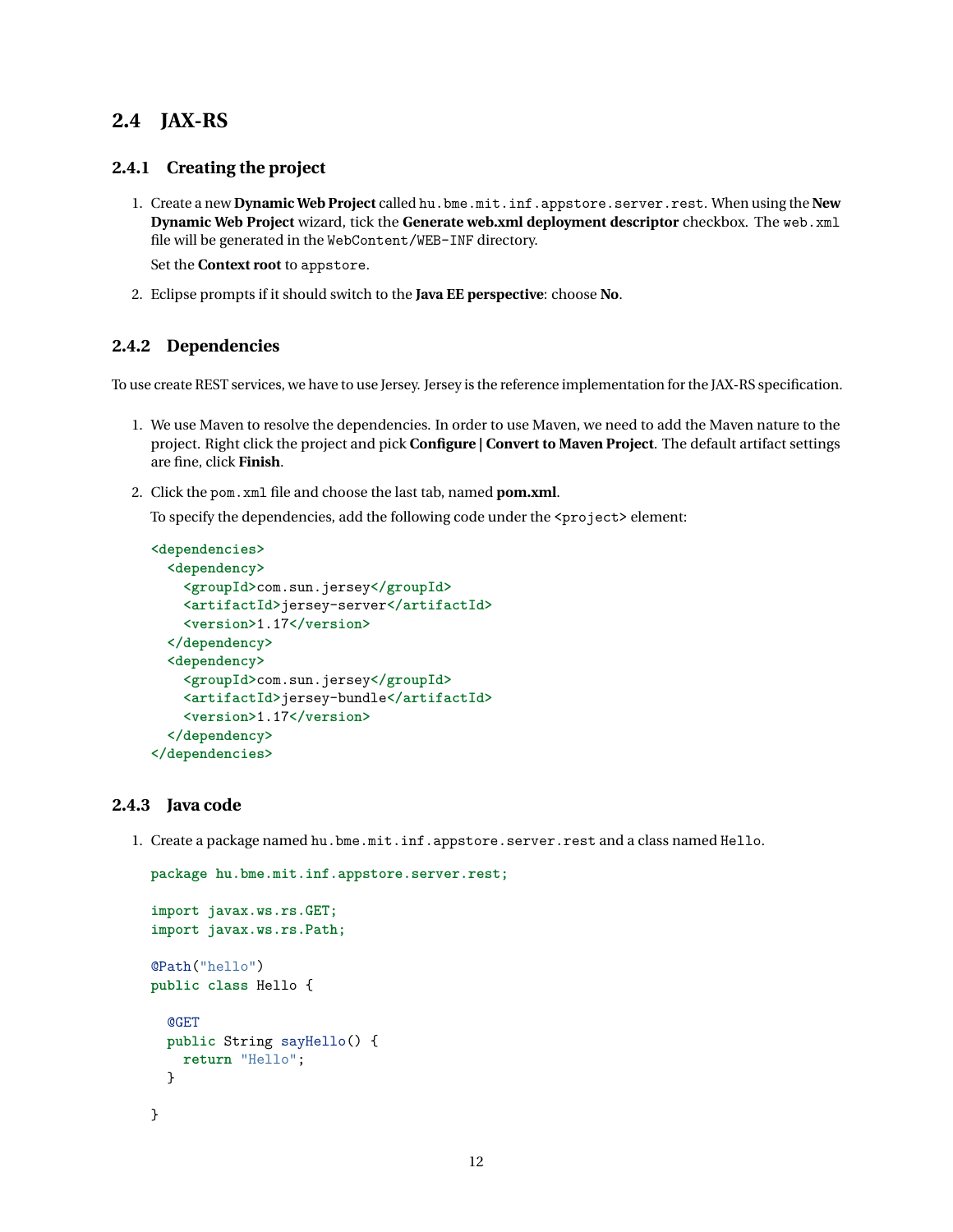## 2.4 JAX-RS

### 2.4.1 Creating the project

1. Create a new **Dynamic Web Project** called `hu.bme.mit.inf.appstore.server.rest`. When using the **New Dynamic Web Project** wizard, tick the **Generate web.xml deployment descriptor** checkbox. The `web.xml` file will be generated in the `WebContent/WEB-INF` directory.

   Set the **Context root** to `appstore`.

2. Eclipse prompts if it should switch to the **Java EE perspective**: choose **No**.

### 2.4.2 Dependencies

To use create REST services, we have to use Jersey. Jersey is the reference implementation for the JAX-RS specification.

1. We use Maven to resolve the dependencies. In order to use Maven, we need to add the Maven nature to the project. Right click the project and pick **Configure | Convert to Maven Project**. The default artifact settings are fine, click **Finish**.

2. Click the `pom.xml` file and choose the last tab, named **pom.xml**.

   To specify the dependencies, add the following code under the `<project>` element:

```
<dependencies>
  <dependency>
    <groupId>com.sun.jersey</groupId>
    <artifactId>jersey-server</artifactId>
    <version>1.17</version>
  </dependency>
  <dependency>
    <groupId>com.sun.jersey</groupId>
    <artifactId>jersey-bundle</artifactId>
    <version>1.17</version>
  </dependency>
</dependencies>
```

### 2.4.3 Java code

1. Create a package named `hu.bme.mit.inf.appstore.server.rest` and a class named `Hello`.

```
package hu.bme.mit.inf.appstore.server.rest;

import javax.ws.rs.GET;
import javax.ws.rs.Path;

@Path("hello")
public class Hello {

  @GET
  public String sayHello() {
    return "Hello";
  }

}
```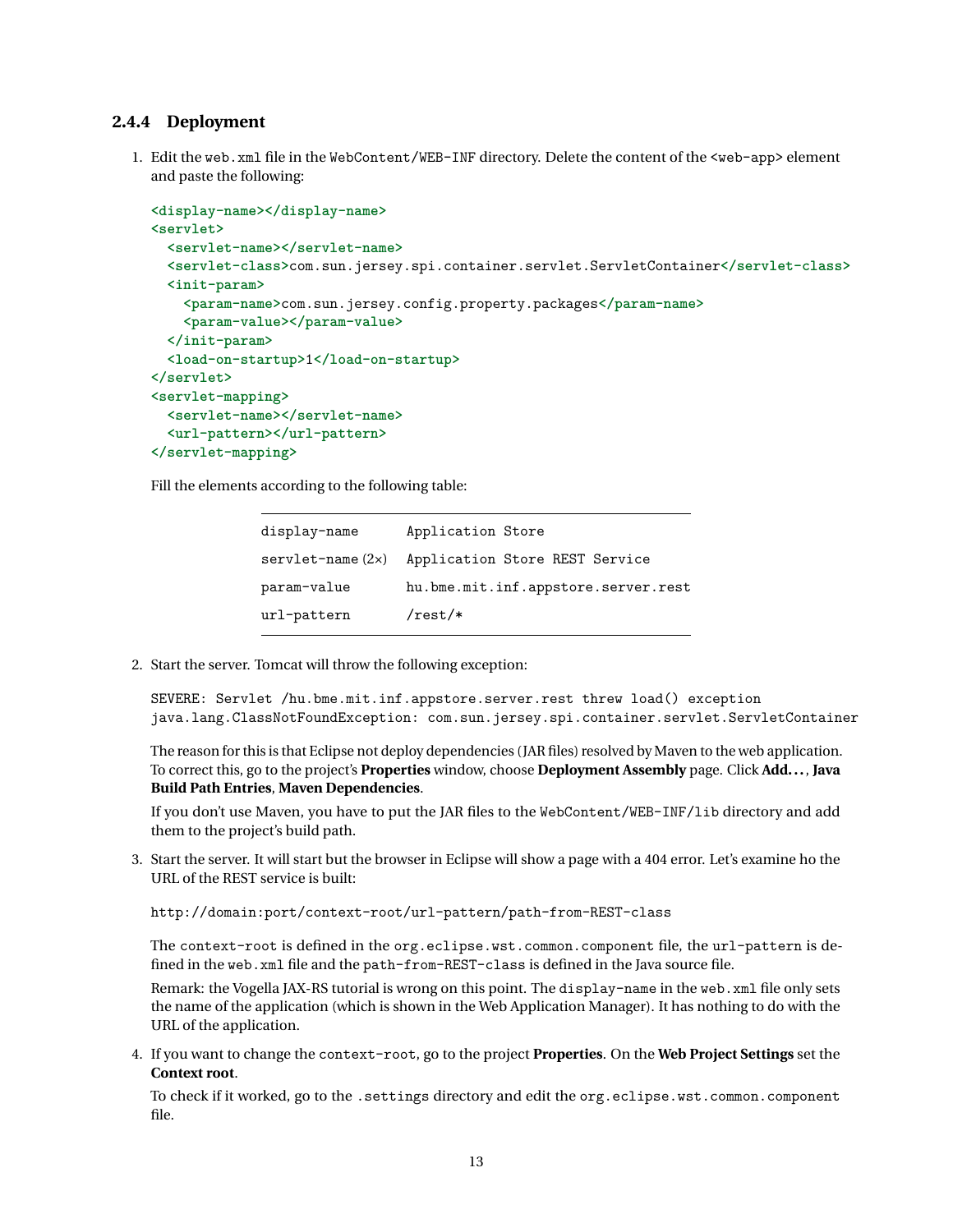### 2.4.4 Deployment

1. Edit the `web.xml` file in the `WebContent/WEB-INF` directory. Delete the content of the `<web-app>` element and paste the following:

   ```
   <display-name></display-name>
   <servlet>
     <servlet-name></servlet-name>
     <servlet-class>com.sun.jersey.spi.container.servlet.ServletContainer</servlet-class>
     <init-param>
       <param-name>com.sun.jersey.config.property.packages</param-name>
       <param-value></param-value>
     </init-param>
     <load-on-startup>1</load-on-startup>
   </servlet>
   <servlet-mapping>
     <servlet-name></servlet-name>
     <url-pattern></url-pattern>
   </servlet-mapping>
   ```

   Fill the elements according to the following table:

   | | |
   |---|---|
   | `display-name` | `Application Store` |
   | `servlet-name` (2×) | `Application Store REST Service` |
   | `param-value` | `hu.bme.mit.inf.appstore.server.rest` |
   | `url-pattern` | `/rest/*` |

2. Start the server. Tomcat will throw the following exception:

   ```
   SEVERE: Servlet /hu.bme.mit.inf.appstore.server.rest threw load() exception
   java.lang.ClassNotFoundException: com.sun.jersey.spi.container.servlet.ServletContainer
   ```

   The reason for this is that Eclipse not deploy dependencies (JAR files) resolved by Maven to the web application. To correct this, go to the project's **Properties** window, choose **Deployment Assembly** page. Click **Add...**, **Java Build Path Entries**, **Maven Dependencies**.

   If you don't use Maven, you have to put the JAR files to the `WebContent/WEB-INF/lib` directory and add them to the project's build path.

3. Start the server. It will start but the browser in Eclipse will show a page with a 404 error. Let's examine ho the URL of the REST service is built:

   ```
   http://domain:port/context-root/url-pattern/path-from-REST-class
   ```

   The `context-root` is defined in the `org.eclipse.wst.common.component` file, the `url-pattern` is defined in the `web.xml` file and the `path-from-REST-class` is defined in the Java source file.

   Remark: the Vogella JAX-RS tutorial is wrong on this point. The `display-name` in the `web.xml` file only sets the name of the application (which is shown in the Web Application Manager). It has nothing to do with the URL of the application.

4. If you want to change the `context-root`, go to the project **Properties**. On the **Web Project Settings** set the **Context root**.

   To check if it worked, go to the `.settings` directory and edit the `org.eclipse.wst.common.component` file.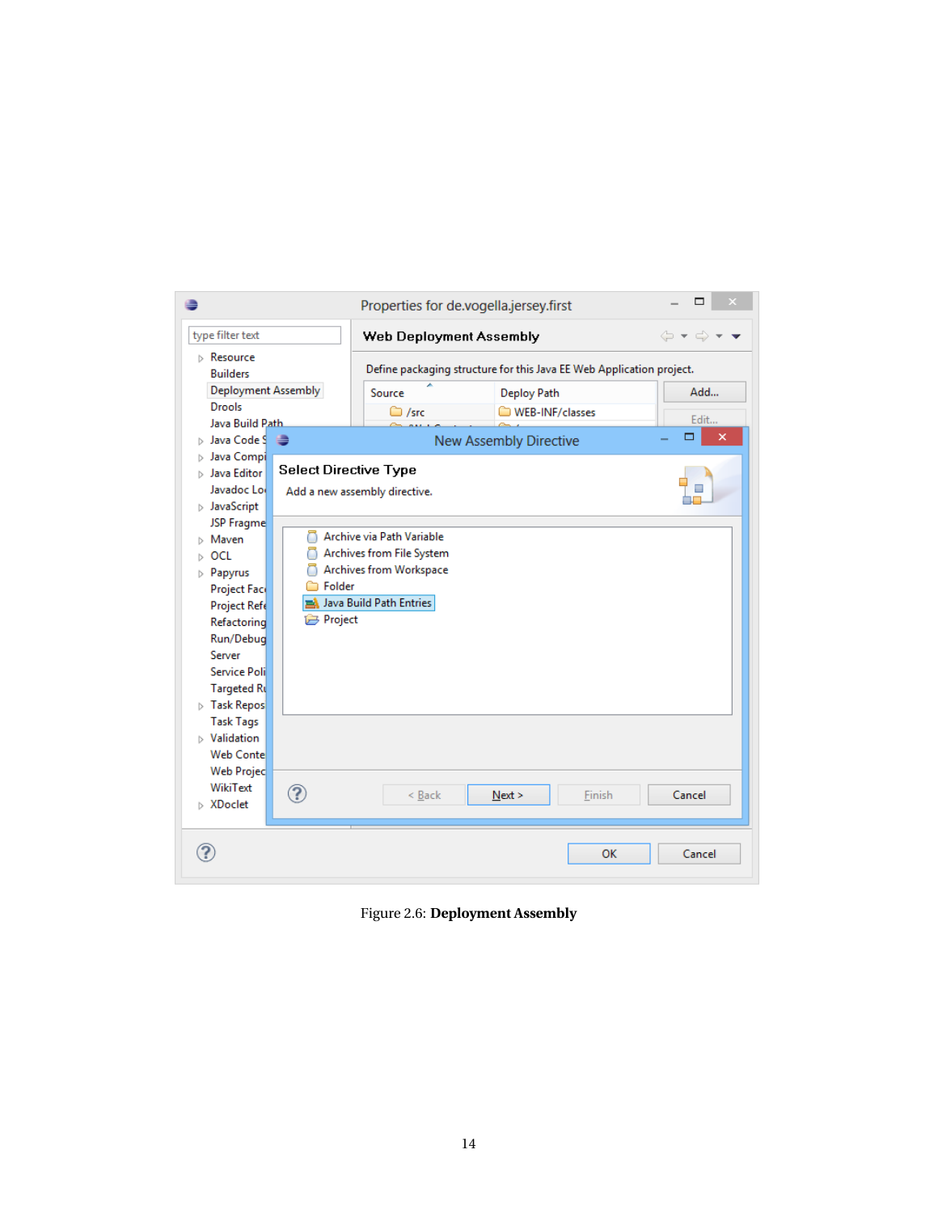Figure 2.6: **Deployment Assembly**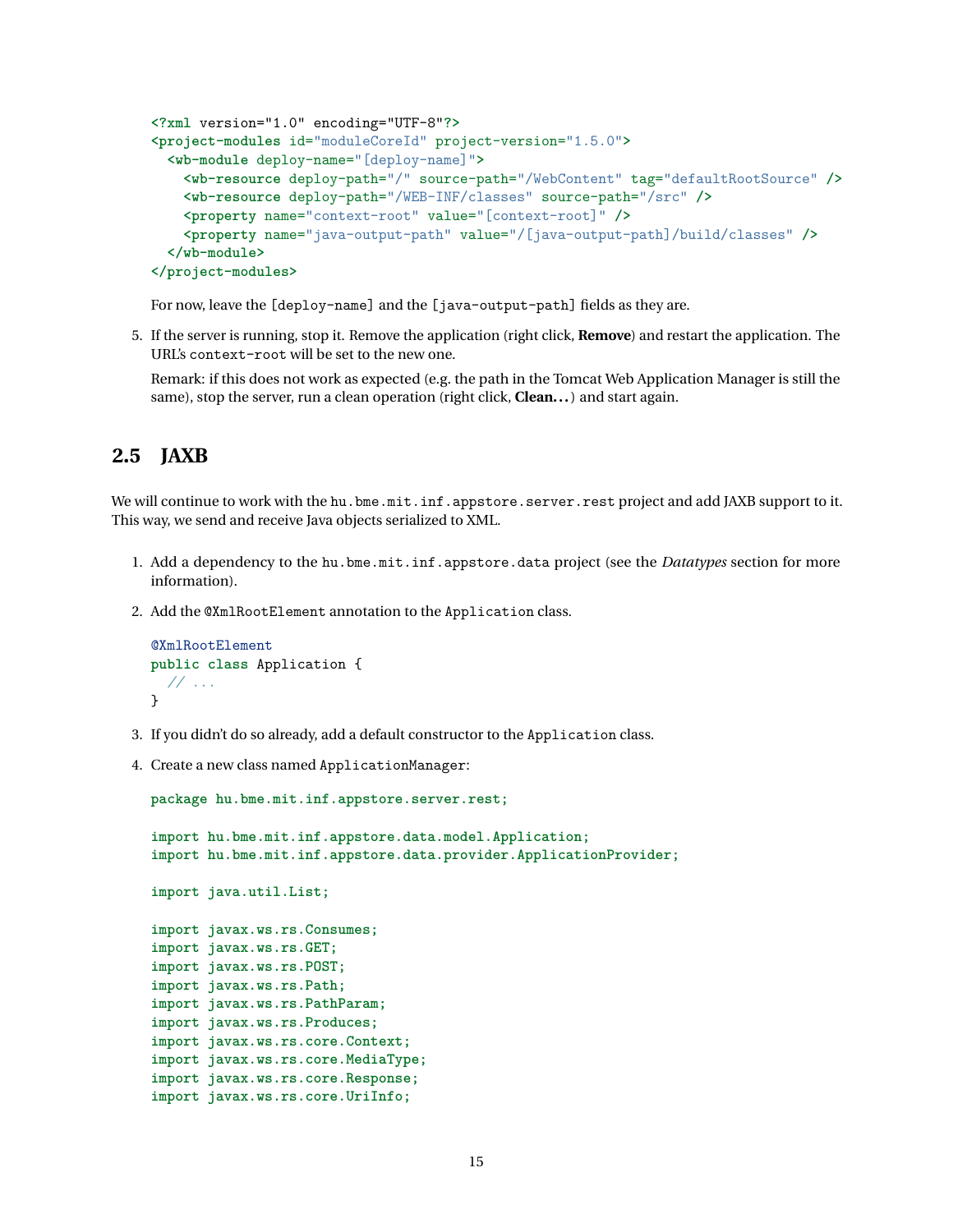```xml
<?xml version="1.0" encoding="UTF-8"?>
<project-modules id="moduleCoreId" project-version="1.5.0">
  <wb-module deploy-name="[deploy-name]">
    <wb-resource deploy-path="/" source-path="/WebContent" tag="defaultRootSource" />
    <wb-resource deploy-path="/WEB-INF/classes" source-path="/src" />
    <property name="context-root" value="[context-root]" />
    <property name="java-output-path" value="/[java-output-path]/build/classes" />
  </wb-module>
</project-modules>
```

For now, leave the `[deploy-name]` and the `[java-output-path]` fields as they are.

5. If the server is running, stop it. Remove the application (right click, **Remove**) and restart the application. The URL's `context-root` will be set to the new one.

   Remark: if this does not work as expected (e.g. the path in the Tomcat Web Application Manager is still the same), stop the server, run a clean operation (right click, **Clean...**) and start again.

## 2.5 JAXB

We will continue to work with the `hu.bme.mit.inf.appstore.server.rest` project and add JAXB support to it. This way, we send and receive Java objects serialized to XML.

1. Add a dependency to the `hu.bme.mit.inf.appstore.data` project (see the *Datatypes* section for more information).

2. Add the `@XmlRootElement` annotation to the `Application` class.

```java
@XmlRootElement
public class Application {
  // ...
}
```

3. If you didn't do so already, add a default constructor to the `Application` class.

4. Create a new class named `ApplicationManager`:

```java
package hu.bme.mit.inf.appstore.server.rest;

import hu.bme.mit.inf.appstore.data.model.Application;
import hu.bme.mit.inf.appstore.data.provider.ApplicationProvider;

import java.util.List;

import javax.ws.rs.Consumes;
import javax.ws.rs.GET;
import javax.ws.rs.POST;
import javax.ws.rs.Path;
import javax.ws.rs.PathParam;
import javax.ws.rs.Produces;
import javax.ws.rs.core.Context;
import javax.ws.rs.core.MediaType;
import javax.ws.rs.core.Response;
import javax.ws.rs.core.UriInfo;
```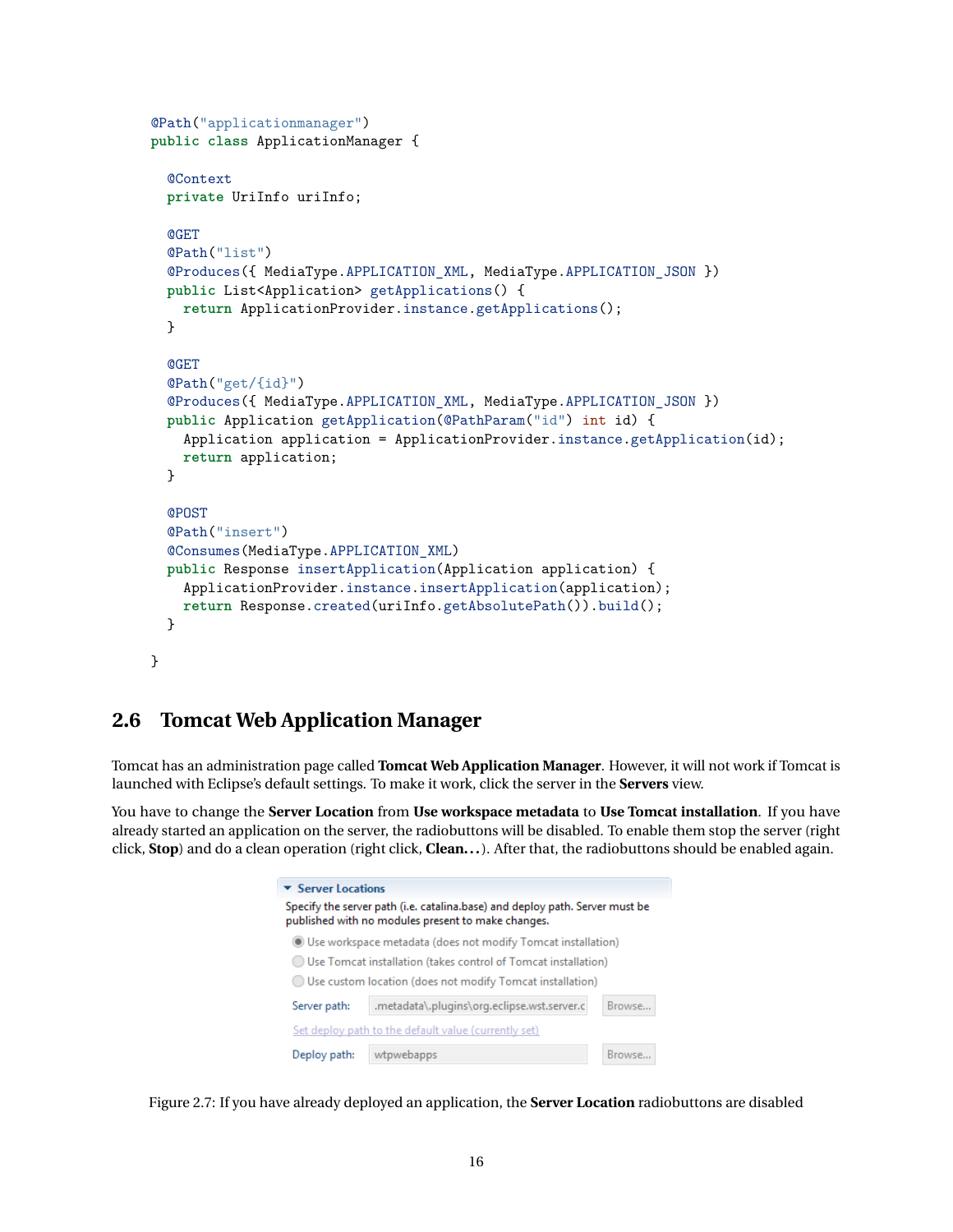```java
@Path("applicationmanager")
public class ApplicationManager {

  @Context
  private UriInfo uriInfo;

  @GET
  @Path("list")
  @Produces({ MediaType.APPLICATION_XML, MediaType.APPLICATION_JSON })
  public List<Application> getApplications() {
    return ApplicationProvider.instance.getApplications();
  }

  @GET
  @Path("get/{id}")
  @Produces({ MediaType.APPLICATION_XML, MediaType.APPLICATION_JSON })
  public Application getApplication(@PathParam("id") int id) {
    Application application = ApplicationProvider.instance.getApplication(id);
    return application;
  }

  @POST
  @Path("insert")
  @Consumes(MediaType.APPLICATION_XML)
  public Response insertApplication(Application application) {
    ApplicationProvider.instance.insertApplication(application);
    return Response.created(uriInfo.getAbsolutePath()).build();
  }

}
```

## 2.6 Tomcat Web Application Manager

Tomcat has an administration page called **Tomcat Web Application Manager**. However, it will not work if Tomcat is launched with Eclipse's default settings. To make it work, click the server in the **Servers** view.

You have to change the **Server Location** from **Use workspace metadata** to **Use Tomcat installation**. If you have already started an application on the server, the radiobuttons will be disabled. To enable them stop the server (right click, **Stop**) and do a clean operation (right click, **Clean...**). After that, the radiobuttons should be enabled again.

**Server Locations**

Specify the server path (i.e. catalina.base) and deploy path. Server must be published with no modules present to make changes.

- Use workspace metadata (does not modify Tomcat installation)
- Use Tomcat installation (takes control of Tomcat installation)
- Use custom location (does not modify Tomcat installation)

Server path: .metadata\.plugins\org.eclipse.wst.server.c [Browse...]

Set deploy path to the default value (currently set)

Deploy path: wtpwebapps [Browse...]

Figure 2.7: If you have already deployed an application, the **Server Location** radiobuttons are disabled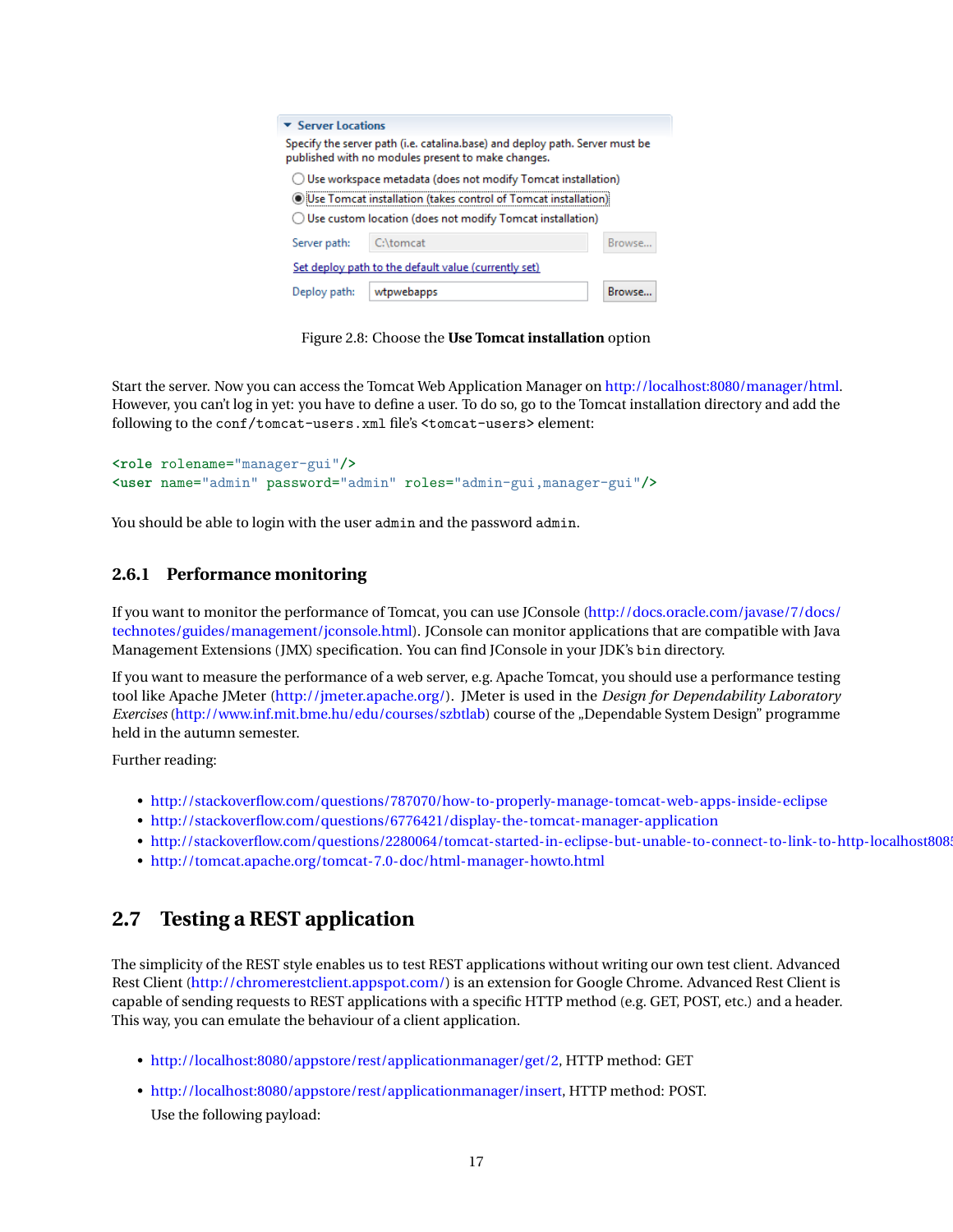Server Locations

Specify the server path (i.e. catalina.base) and deploy path. Server must be published with no modules present to make changes.

- ○ Use workspace metadata (does not modify Tomcat installation)
- ● Use Tomcat installation (takes control of Tomcat installation)
- ○ Use custom location (does not modify Tomcat installation)

Server path: C:\tomcat [Browse...]

Set deploy path to the default value (currently set)

Deploy path: wtpwebapps [Browse...]

Figure 2.8: Choose the **Use Tomcat installation** option

Start the server. Now you can access the Tomcat Web Application Manager on http://localhost:8080/manager/html. However, you can't log in yet: you have to define a user. To do so, go to the Tomcat installation directory and add the following to the `conf/tomcat-users.xml` file's `<tomcat-users>` element:

```
<role rolename="manager-gui"/>
<user name="admin" password="admin" roles="admin-gui,manager-gui"/>
```

You should be able to login with the user `admin` and the password `admin`.

### 2.6.1 Performance monitoring

If you want to monitor the performance of Tomcat, you can use JConsole (http://docs.oracle.com/javase/7/docs/technotes/guides/management/jconsole.html). JConsole can monitor applications that are compatible with Java Management Extensions (JMX) specification. You can find JConsole in your JDK's `bin` directory.

If you want to measure the performance of a web server, e.g. Apache Tomcat, you should use a performance testing tool like Apache JMeter (http://jmeter.apache.org/). JMeter is used in the *Design for Dependability Laboratory Exercises* (http://www.inf.mit.bme.hu/edu/courses/szbtlab) course of the „Dependable System Design" programme held in the autumn semester.

Further reading:

- http://stackoverflow.com/questions/787070/how-to-properly-manage-tomcat-web-apps-inside-eclipse
- http://stackoverflow.com/questions/6776421/display-the-tomcat-manager-application
- http://stackoverflow.com/questions/2280064/tomcat-started-in-eclipse-but-unable-to-connect-to-link-to-http-localhost8085
- http://tomcat.apache.org/tomcat-7.0-doc/html-manager-howto.html

## 2.7 Testing a REST application

The simplicity of the REST style enables us to test REST applications without writing our own test client. Advanced Rest Client (http://chromerestclient.appspot.com/) is an extension for Google Chrome. Advanced Rest Client is capable of sending requests to REST applications with a specific HTTP method (e.g. GET, POST, etc.) and a header. This way, you can emulate the behaviour of a client application.

- http://localhost:8080/appstore/rest/applicationmanager/get/2, HTTP method: GET
- http://localhost:8080/appstore/rest/applicationmanager/insert, HTTP method: POST.

  Use the following payload: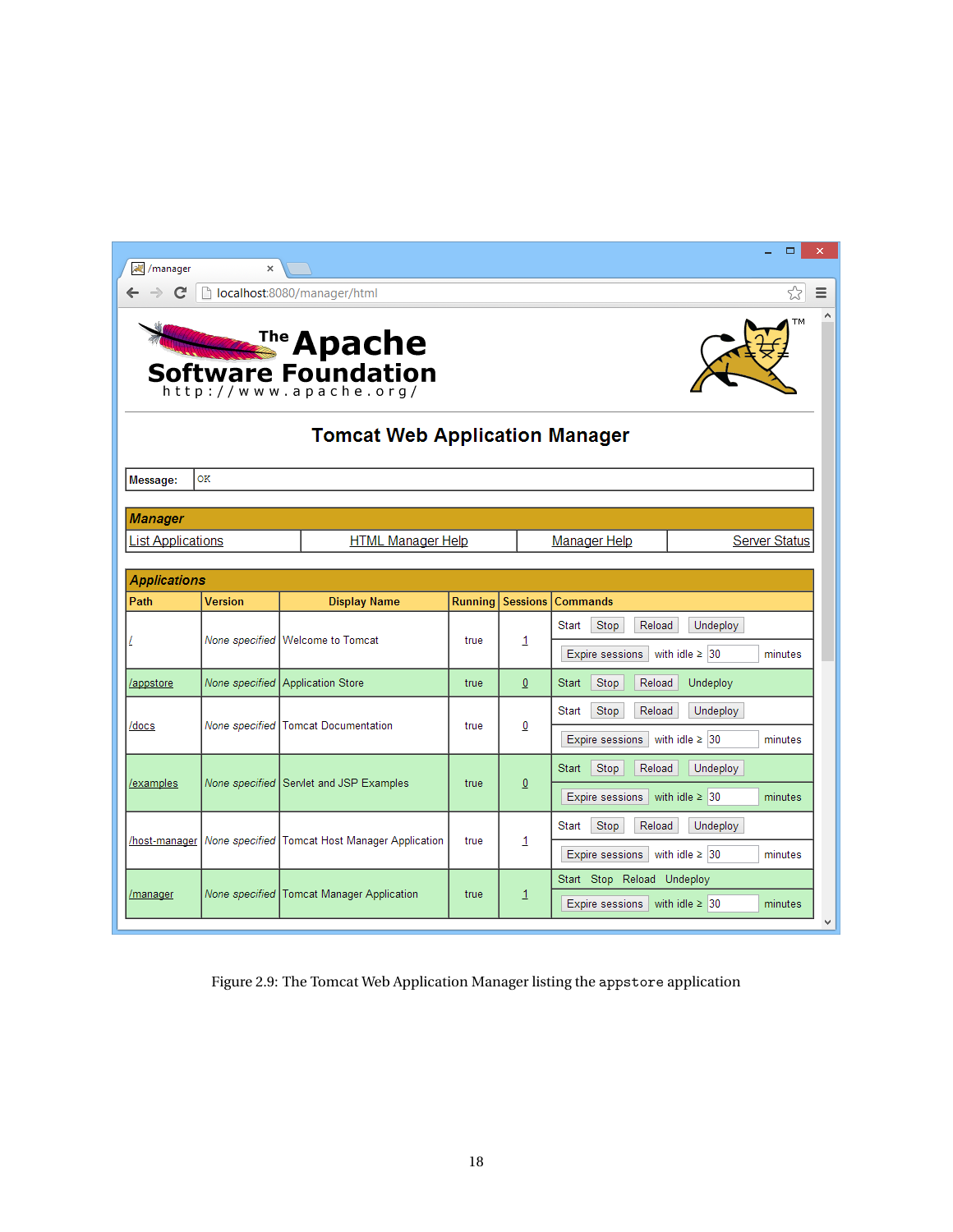Tomcat Web Application Manager

| Message: | OK |
|---|---|

| Manager | | | |
|---|---|---|---|
| List Applications | HTML Manager Help | Manager Help | Server Status |

| Applications | | | | | |
|---|---|---|---|---|---|
| Path | Version | Display Name | Running | Sessions | Commands |
| / | None specified | Welcome to Tomcat | true | 1 | Start Stop Reload Undeploy / Expire sessions with idle ≥ 30 minutes |
| /appstore | None specified | Application Store | true | 0 | Start Stop Reload Undeploy |
| /docs | None specified | Tomcat Documentation | true | 0 | Start Stop Reload Undeploy / Expire sessions with idle ≥ 30 minutes |
| /examples | None specified | Servlet and JSP Examples | true | 0 | Start Stop Reload Undeploy / Expire sessions with idle ≥ 30 minutes |
| /host-manager | None specified | Tomcat Host Manager Application | true | 1 | Start Stop Reload Undeploy / Expire sessions with idle ≥ 30 minutes |
| /manager | None specified | Tomcat Manager Application | true | 1 | Start Stop Reload Undeploy / Expire sessions with idle ≥ 30 minutes |

Figure 2.9: The Tomcat Web Application Manager listing the `appstore` application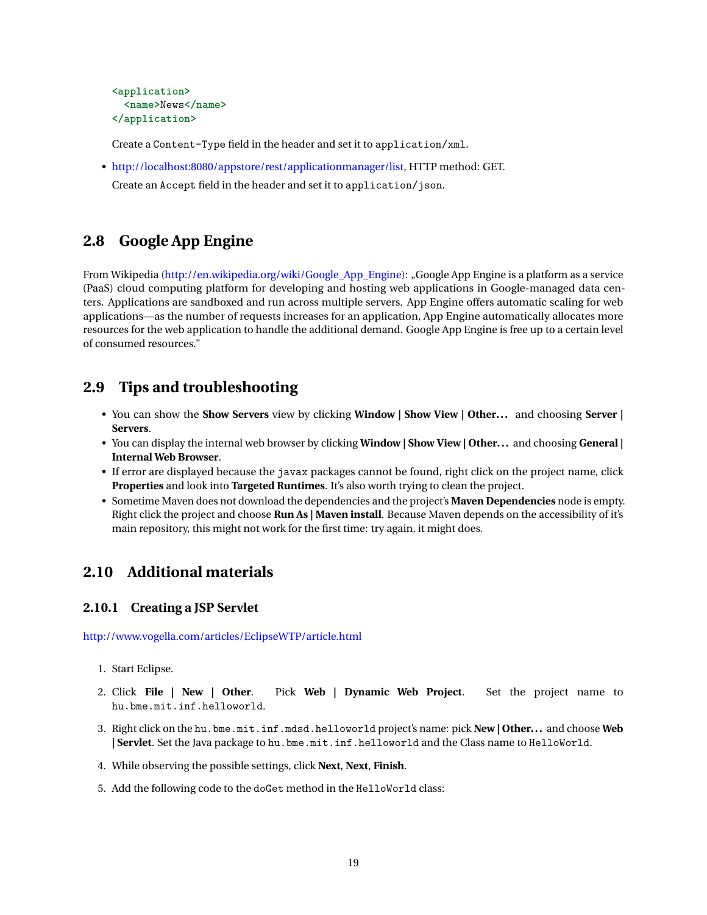```xml
<application>
  <name>News</name>
</application>
```

Create a `Content-Type` field in the header and set it to `application/xml`.

- http://localhost:8080/appstore/rest/applicationmanager/list, HTTP method: GET.

  Create an `Accept` field in the header and set it to `application/json`.

## 2.8 Google App Engine

From Wikipedia (http://en.wikipedia.org/wiki/Google_App_Engine): „Google App Engine is a platform as a service (PaaS) cloud computing platform for developing and hosting web applications in Google-managed data centers. Applications are sandboxed and run across multiple servers. App Engine offers automatic scaling for web applications—as the number of requests increases for an application, App Engine automatically allocates more resources for the web application to handle the additional demand. Google App Engine is free up to a certain level of consumed resources."

## 2.9 Tips and troubleshooting

- You can show the **Show Servers** view by clicking **Window | Show View | Other...** and choosing **Server | Servers**.
- You can display the internal web browser by clicking **Window | Show View | Other...** and choosing **General | Internal Web Browser**.
- If error are displayed because the `javax` packages cannot be found, right click on the project name, click **Properties** and look into **Targeted Runtimes**. It's also worth trying to clean the project.
- Sometime Maven does not download the dependencies and the project's **Maven Dependencies** node is empty. Right click the project and choose **Run As | Maven install**. Because Maven depends on the accessibility of it's main repository, this might not work for the first time: try again, it might does.

## 2.10 Additional materials

### 2.10.1 Creating a JSP Servlet

http://www.vogella.com/articles/EclipseWTP/article.html

1. Start Eclipse.
2. Click **File | New | Other**. Pick **Web | Dynamic Web Project**. Set the project name to `hu.bme.mit.inf.helloworld`.
3. Right click on the `hu.bme.mit.inf.mdsd.helloworld` project's name: pick **New | Other...** and choose **Web | Servlet**. Set the Java package to `hu.bme.mit.inf.helloworld` and the Class name to `HelloWorld`.
4. While observing the possible settings, click **Next**, **Next**, **Finish**.
5. Add the following code to the `doGet` method in the `HelloWorld` class: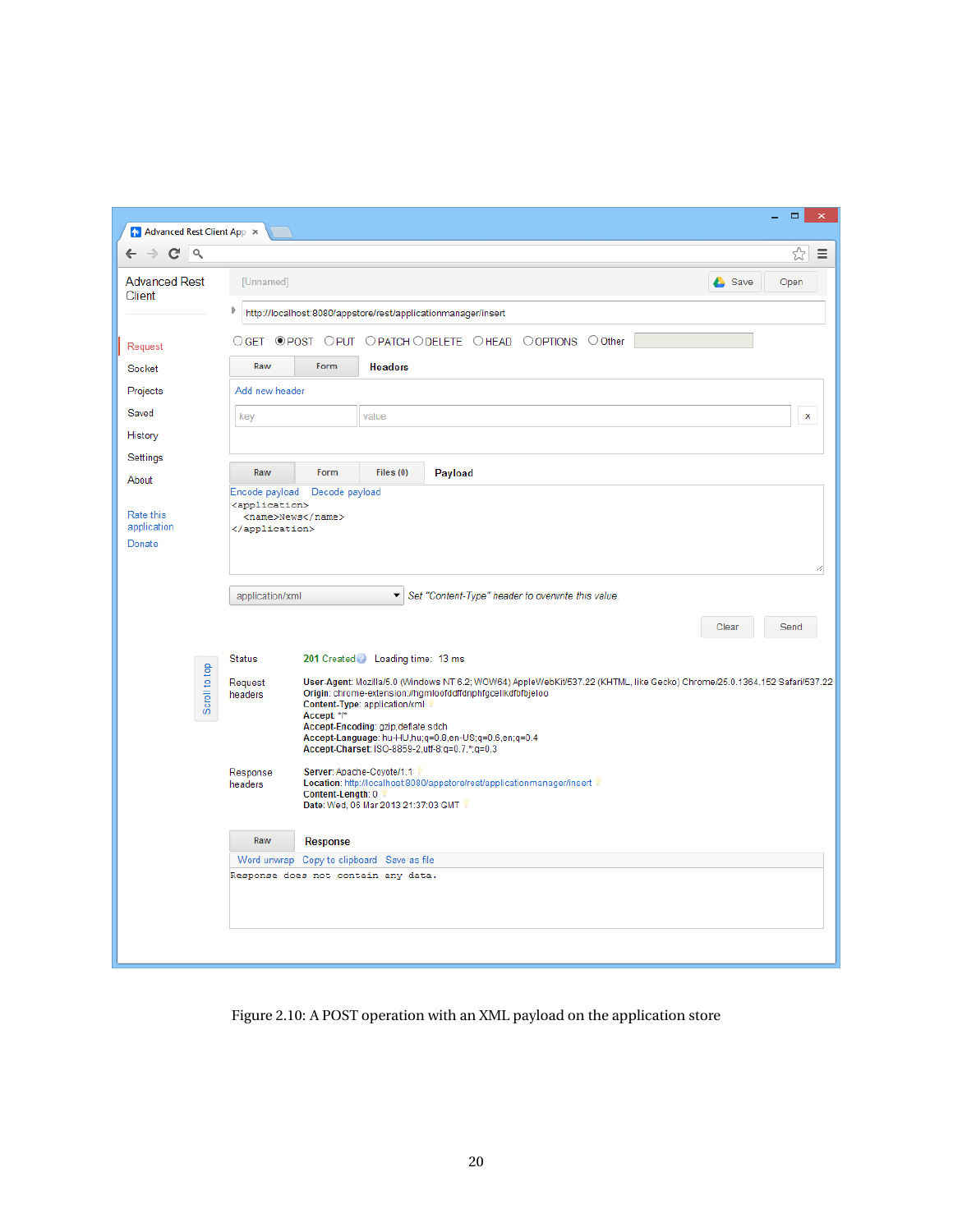Figure 2.10: A POST operation with an XML payload on the application store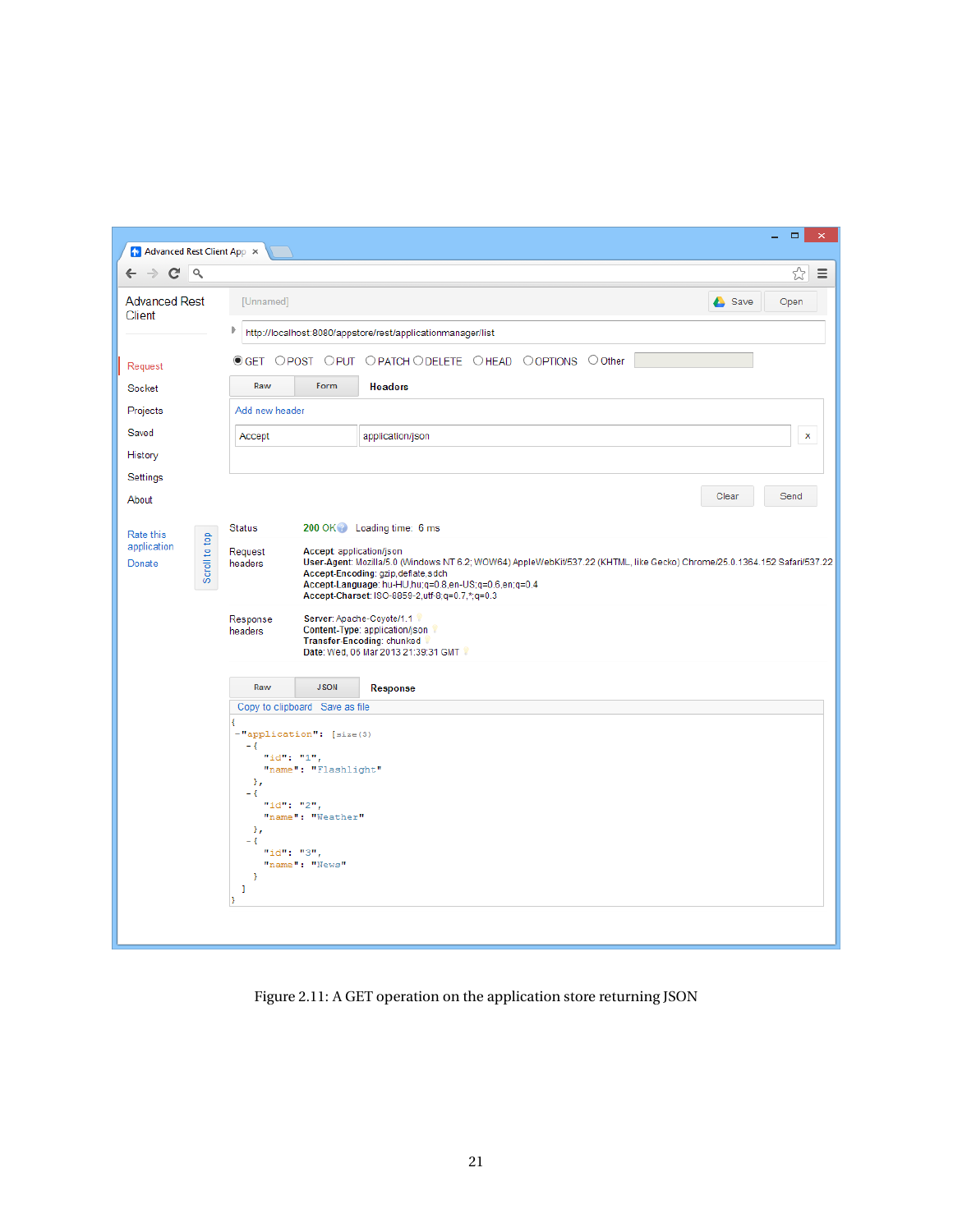Figure 2.11: A GET operation on the application store returning JSON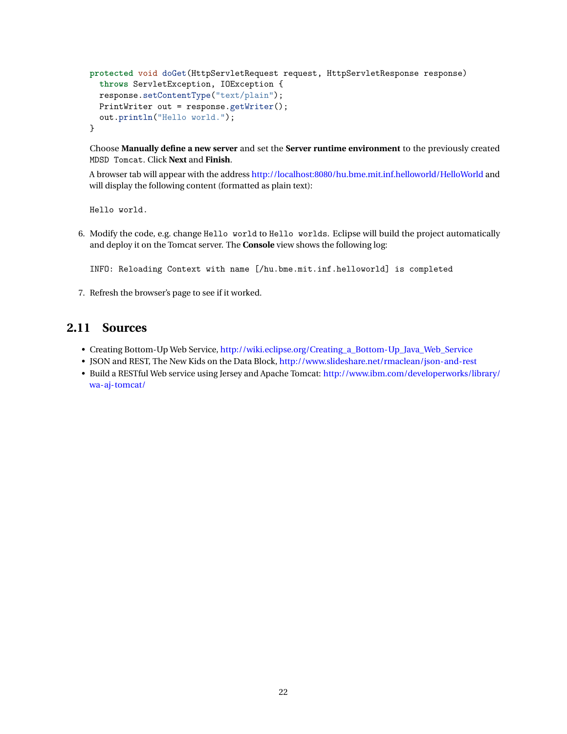```java
protected void doGet(HttpServletRequest request, HttpServletResponse response)
  throws ServletException, IOException {
  response.setContentType("text/plain");
  PrintWriter out = response.getWriter();
  out.println("Hello world.");
}
```

Choose **Manually define a new server** and set the **Server runtime environment** to the previously created `MDSD Tomcat`. Click **Next** and **Finish**.

A browser tab will appear with the address http://localhost:8080/hu.bme.mit.inf.helloworld/HelloWorld and will display the following content (formatted as plain text):

```
Hello world.
```

6. Modify the code, e.g. change `Hello world` to `Hello worlds`. Eclipse will build the project automatically and deploy it on the Tomcat server. The **Console** view shows the following log:

```
INFO: Reloading Context with name [/hu.bme.mit.inf.helloworld] is completed
```

7. Refresh the browser's page to see if it worked.

## 2.11 Sources

- Creating Bottom-Up Web Service, http://wiki.eclipse.org/Creating_a_Bottom-Up_Java_Web_Service
- JSON and REST, The New Kids on the Data Block, http://www.slideshare.net/rmaclean/json-and-rest
- Build a RESTful Web service using Jersey and Apache Tomcat: http://www.ibm.com/developerworks/library/wa-aj-tomcat/